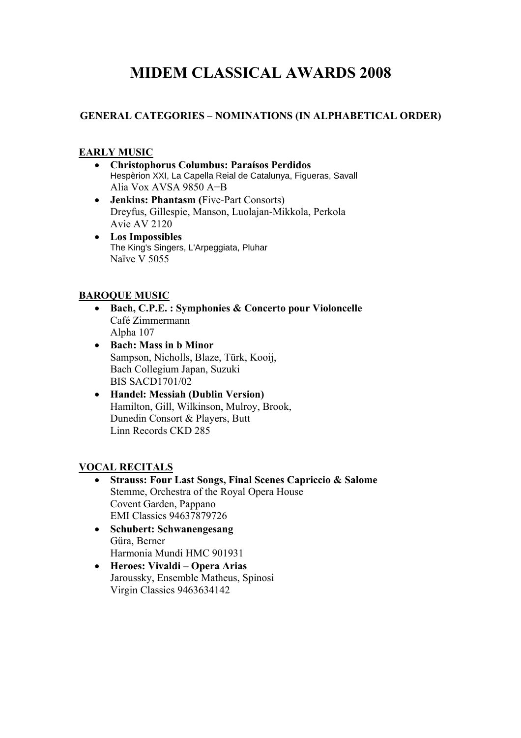# MIDEM CLASSICAL AWARDS 2008

## GENERAL CATEGORIES – NOMINATIONS (IN ALPHABETICAL ORDER)

### EARLY MUSIC

- **Christophorus Columbus: Paraísos Perdidos**
  Hespèrion XXI, La Capella Reial de Catalunya, Figueras, Savall
  Alia Vox AVSA 9850 A+B
- **Jenkins: Phantasm (**Five-Part Consorts)
  Dreyfus, Gillespie, Manson, Luolajan-Mikkola, Perkola
  Avie AV 2120
- **Los Impossibles**
  The King's Singers, L'Arpeggiata, Pluhar
  Naïve V 5055

### BAROQUE MUSIC

- **Bach, C.P.E. : Symphonies & Concerto pour Violoncelle**
  Café Zimmermann
  Alpha 107
- **Bach: Mass in b Minor**
  Sampson, Nicholls, Blaze, Türk, Kooij,
  Bach Collegium Japan, Suzuki
  BIS SACD1701/02
- **Handel: Messiah (Dublin Version)**
  Hamilton, Gill, Wilkinson, Mulroy, Brook,
  Dunedin Consort & Players, Butt
  Linn Records CKD 285

### VOCAL RECITALS

- **Strauss: Four Last Songs, Final Scenes Capriccio & Salome**
  Stemme, Orchestra of the Royal Opera House
  Covent Garden, Pappano
  EMI Classics 94637879726
- **Schubert: Schwanengesang**
  Güra, Berner
  Harmonia Mundi HMC 901931
- **Heroes: Vivaldi – Opera Arias**
  Jaroussky, Ensemble Matheus, Spinosi
  Virgin Classics 9463634142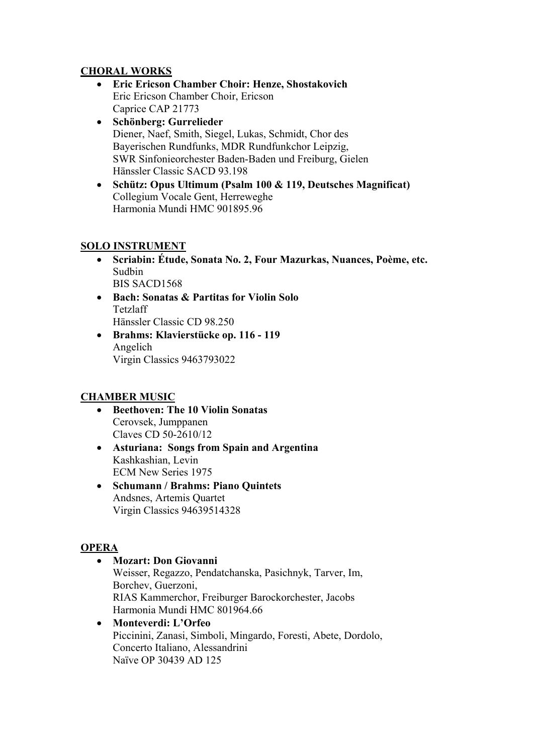**CHORAL WORKS**

- **Eric Ericson Chamber Choir: Henze, Shostakovich**
  Eric Ericson Chamber Choir, Ericson
  Caprice CAP 21773
- **Schönberg: Gurrelieder**
  Diener, Naef, Smith, Siegel, Lukas, Schmidt, Chor des Bayerischen Rundfunks, MDR Rundfunkchor Leipzig, SWR Sinfonieorchester Baden-Baden und Freiburg, Gielen
  Hänssler Classic SACD 93.198
- **Schütz: Opus Ultimum (Psalm 100 & 119, Deutsches Magnificat)**
  Collegium Vocale Gent, Herreweghe
  Harmonia Mundi HMC 901895.96

**SOLO INSTRUMENT**

- **Scriabin: Étude, Sonata No. 2, Four Mazurkas, Nuances, Poème, etc.**
  Sudbin
  BIS SACD1568
- **Bach: Sonatas & Partitas for Violin Solo**
  Tetzlaff
  Hänssler Classic CD 98.250
- **Brahms: Klavierstücke op. 116 - 119**
  Angelich
  Virgin Classics 9463793022

**CHAMBER MUSIC**

- **Beethoven: The 10 Violin Sonatas**
  Cerovsek, Jumppanen
  Claves CD 50-2610/12
- **Asturiana: Songs from Spain and Argentina**
  Kashkashian, Levin
  ECM New Series 1975
- **Schumann / Brahms: Piano Quintets**
  Andsnes, Artemis Quartet
  Virgin Classics 94639514328

**OPERA**

- **Mozart: Don Giovanni**
  Weisser, Regazzo, Pendatchanska, Pasichnyk, Tarver, Im, Borchev, Guerzoni,
  RIAS Kammerchor, Freiburger Barockorchester, Jacobs
  Harmonia Mundi HMC 801964.66
- **Monteverdi: L'Orfeo**
  Piccinini, Zanasi, Simboli, Mingardo, Foresti, Abete, Dordolo, Concerto Italiano, Alessandrini
  Naïve OP 30439 AD 125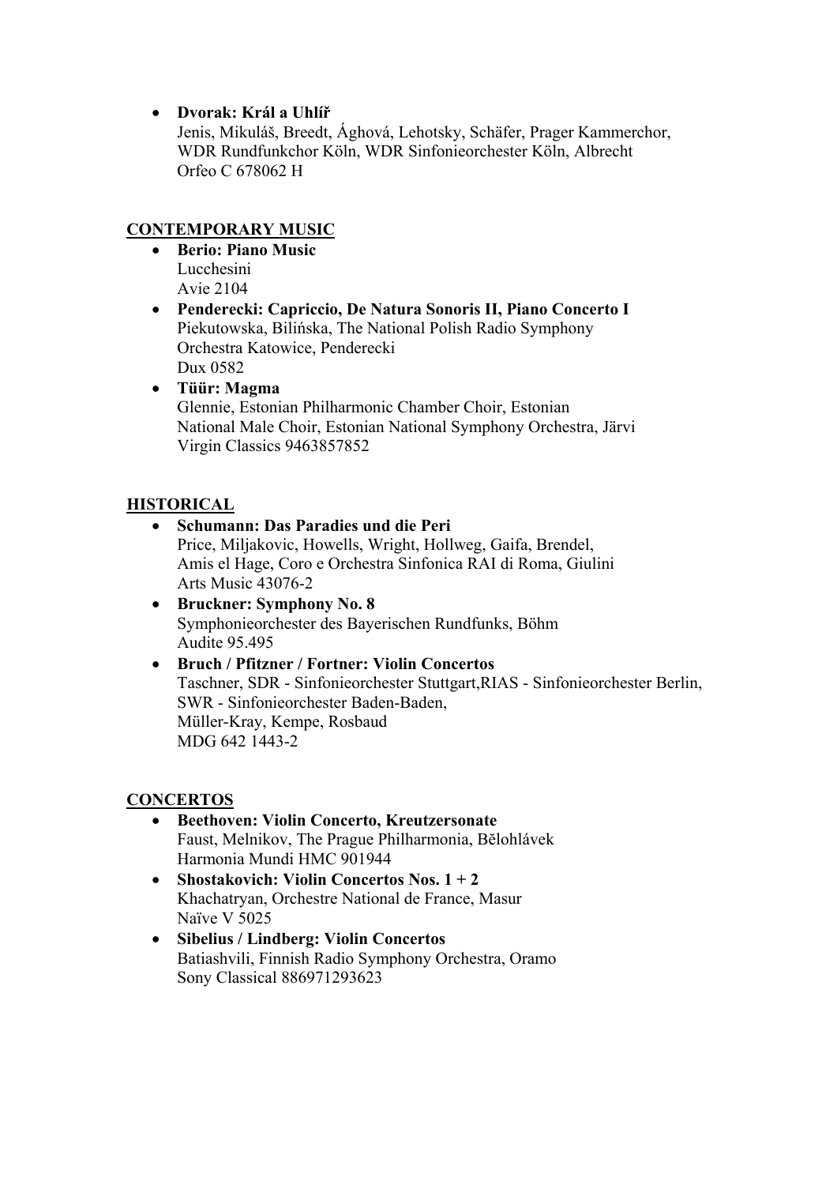- **Dvorak: Král a Uhlíř**
  Jenis, Mikuláš, Breedt, Ághová, Lehotsky, Schäfer, Prager Kammerchor, WDR Rundfunkchor Köln, WDR Sinfonieorchester Köln, Albrecht
  Orfeo C 678062 H

## CONTEMPORARY MUSIC

- **Berio: Piano Music**
  Lucchesini
  Avie 2104
- **Penderecki: Capriccio, De Natura Sonoris II, Piano Concerto I**
  Piekutowska, Bilińska, The National Polish Radio Symphony Orchestra Katowice, Penderecki
  Dux 0582
- **Tüür: Magma**
  Glennie, Estonian Philharmonic Chamber Choir, Estonian National Male Choir, Estonian National Symphony Orchestra, Järvi
  Virgin Classics 9463857852

## HISTORICAL

- **Schumann: Das Paradies und die Peri**
  Price, Miljakovic, Howells, Wright, Hollweg, Gaifa, Brendel, Amis el Hage, Coro e Orchestra Sinfonica RAI di Roma, Giulini
  Arts Music 43076-2
- **Bruckner: Symphony No. 8**
  Symphonieorchester des Bayerischen Rundfunks, Böhm
  Audite 95.495
- **Bruch / Pfitzner / Fortner: Violin Concertos**
  Taschner, SDR - Sinfonieorchester Stuttgart,RIAS - Sinfonieorchester Berlin, SWR - Sinfonieorchester Baden-Baden,
  Müller-Kray, Kempe, Rosbaud
  MDG 642 1443-2

## CONCERTOS

- **Beethoven: Violin Concerto, Kreutzersonate**
  Faust, Melnikov, The Prague Philharmonia, Bělohlávek
  Harmonia Mundi HMC 901944
- **Shostakovich: Violin Concertos Nos. 1 + 2**
  Khachatryan, Orchestre National de France, Masur
  Naïve V 5025
- **Sibelius / Lindberg: Violin Concertos**
  Batiashvili, Finnish Radio Symphony Orchestra, Oramo
  Sony Classical 886971293623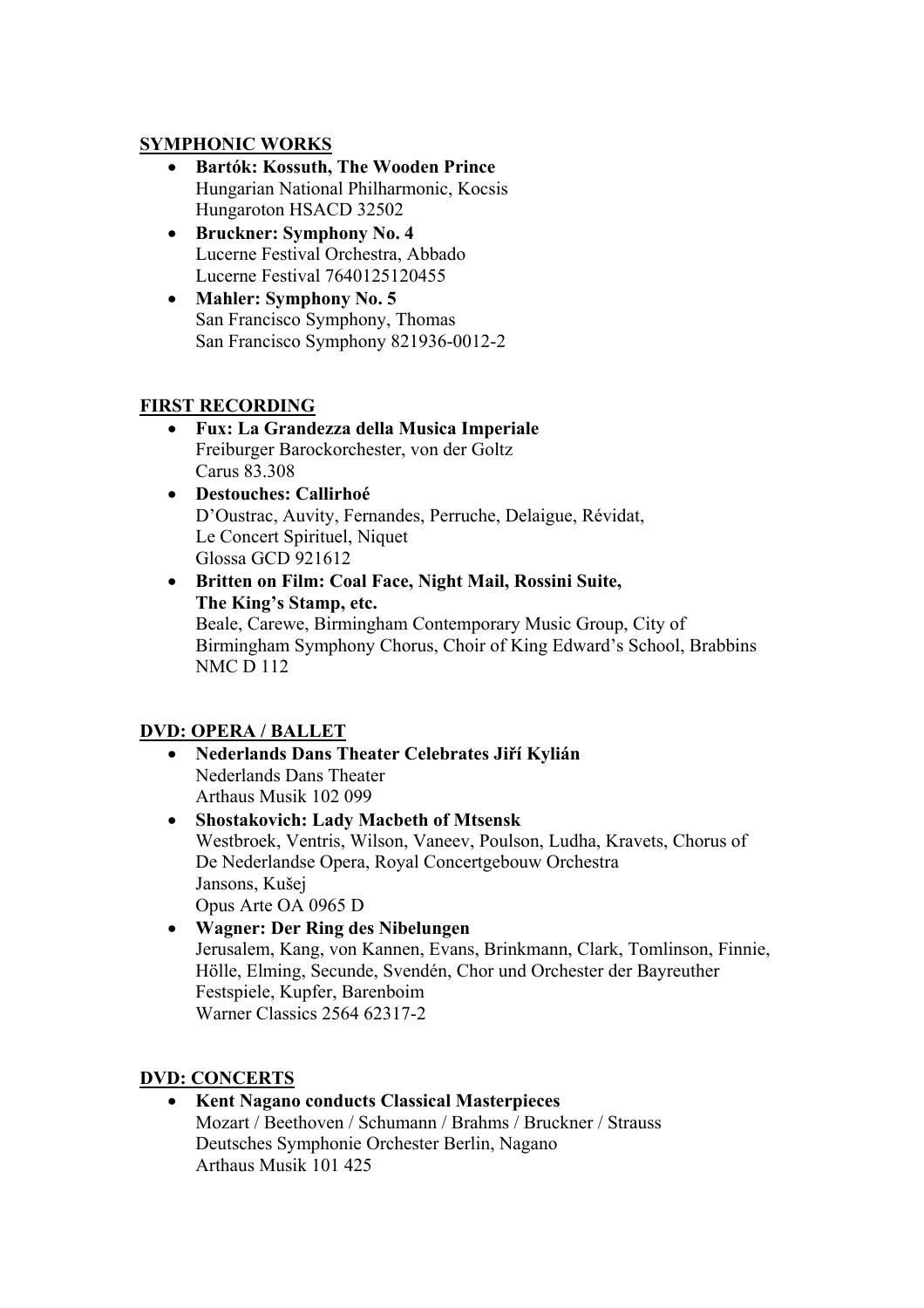**SYMPHONIC WORKS**

- **Bartók: Kossuth, The Wooden Prince**
  Hungarian National Philharmonic, Kocsis
  Hungaroton HSACD 32502
- **Bruckner: Symphony No. 4**
  Lucerne Festival Orchestra, Abbado
  Lucerne Festival 7640125120455
- **Mahler: Symphony No. 5**
  San Francisco Symphony, Thomas
  San Francisco Symphony 821936-0012-2

**FIRST RECORDING**

- **Fux: La Grandezza della Musica Imperiale**
  Freiburger Barockorchester, von der Goltz
  Carus 83.308
- **Destouches: Callirhoé**
  D'Oustrac, Auvity, Fernandes, Perruche, Delaigue, Révidat,
  Le Concert Spirituel, Niquet
  Glossa GCD 921612
- **Britten on Film: Coal Face, Night Mail, Rossini Suite, The King's Stamp, etc.**
  Beale, Carewe, Birmingham Contemporary Music Group, City of Birmingham Symphony Chorus, Choir of King Edward's School, Brabbins
  NMC D 112

**DVD: OPERA / BALLET**

- **Nederlands Dans Theater Celebrates Jiří Kylián**
  Nederlands Dans Theater
  Arthaus Musik 102 099
- **Shostakovich: Lady Macbeth of Mtsensk**
  Westbroek, Ventris, Wilson, Vaneev, Poulson, Ludha, Kravets, Chorus of De Nederlandse Opera, Royal Concertgebouw Orchestra
  Jansons, Kušej
  Opus Arte OA 0965 D
- **Wagner: Der Ring des Nibelungen**
  Jerusalem, Kang, von Kannen, Evans, Brinkmann, Clark, Tomlinson, Finnie, Hölle, Elming, Secunde, Svendén, Chor und Orchester der Bayreuther Festspiele, Kupfer, Barenboim
  Warner Classics 2564 62317-2

**DVD: CONCERTS**

- **Kent Nagano conducts Classical Masterpieces**
  Mozart / Beethoven / Schumann / Brahms / Bruckner / Strauss
  Deutsches Symphonie Orchester Berlin, Nagano
  Arthaus Musik 101 425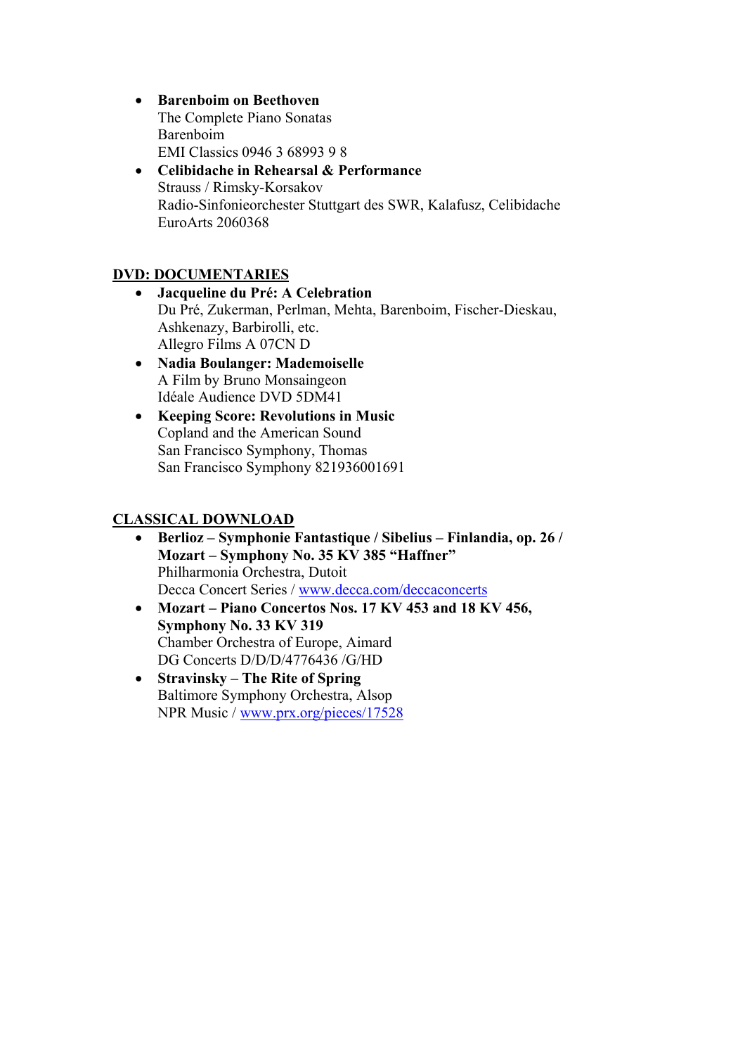- **Barenboim on Beethoven**
  The Complete Piano Sonatas
  Barenboim
  EMI Classics 0946 3 68993 9 8
- **Celibidache in Rehearsal & Performance**
  Strauss / Rimsky-Korsakov
  Radio-Sinfonieorchester Stuttgart des SWR, Kalafusz, Celibidache
  EuroArts 2060368

## DVD: DOCUMENTARIES

- **Jacqueline du Pré: A Celebration**
  Du Pré, Zukerman, Perlman, Mehta, Barenboim, Fischer-Dieskau, Ashkenazy, Barbirolli, etc.
  Allegro Films A 07CN D
- **Nadia Boulanger: Mademoiselle**
  A Film by Bruno Monsaingeon
  Idéale Audience DVD 5DM41
- **Keeping Score: Revolutions in Music**
  Copland and the American Sound
  San Francisco Symphony, Thomas
  San Francisco Symphony 821936001691

## CLASSICAL DOWNLOAD

- **Berlioz – Symphonie Fantastique / Sibelius – Finlandia, op. 26 / Mozart – Symphony No. 35 KV 385 "Haffner"**
  Philharmonia Orchestra, Dutoit
  Decca Concert Series / www.decca.com/deccaconcerts
- **Mozart – Piano Concertos Nos. 17 KV 453 and 18 KV 456, Symphony No. 33 KV 319**
  Chamber Orchestra of Europe, Aimard
  DG Concerts D/D/D/4776436 /G/HD
- **Stravinsky – The Rite of Spring**
  Baltimore Symphony Orchestra, Alsop
  NPR Music / www.prx.org/pieces/17528